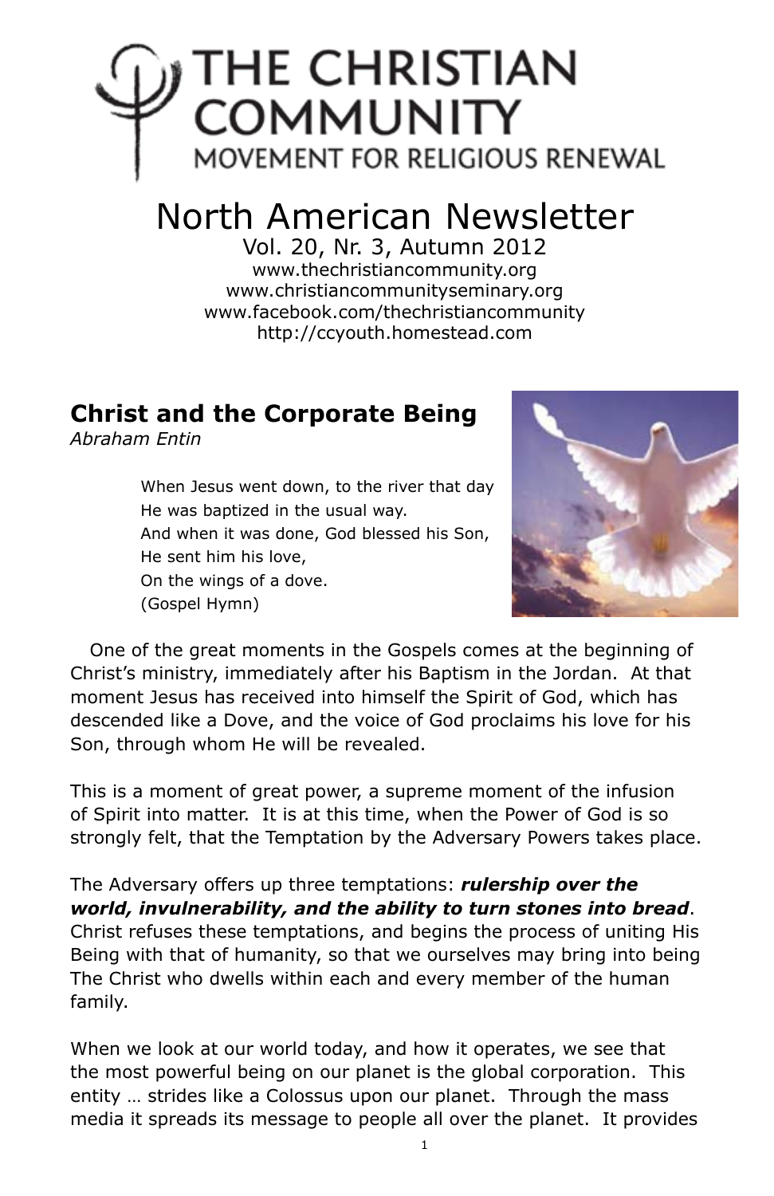# THE CHRISTIAN COMMUNITY
MOVEMENT FOR RELIGIOUS RENEWAL

# North American Newsletter

Vol. 20, Nr. 3, Autumn 2012
www.thechristiancommunity.org
www.christiancommunityseminary.org
www.facebook.com/thechristiancommunity
http://ccyouth.homestead.com

## Christ and the Corporate Being

*Abraham Entin*

> When Jesus went down, to the river that day
> He was baptized in the usual way.
> And when it was done, God blessed his Son,
> He sent him his love,
> On the wings of a dove.
> (Gospel Hymn)

One of the great moments in the Gospels comes at the beginning of Christ's ministry, immediately after his Baptism in the Jordan. At that moment Jesus has received into himself the Spirit of God, which has descended like a Dove, and the voice of God proclaims his love for his Son, through whom He will be revealed.

This is a moment of great power, a supreme moment of the infusion of Spirit into matter. It is at this time, when the Power of God is so strongly felt, that the Temptation by the Adversary Powers takes place.

The Adversary offers up three temptations: ***rulership over the world, invulnerability, and the ability to turn stones into bread***. Christ refuses these temptations, and begins the process of uniting His Being with that of humanity, so that we ourselves may bring into being The Christ who dwells within each and every member of the human family.

When we look at our world today, and how it operates, we see that the most powerful being on our planet is the global corporation. This entity … strides like a Colossus upon our planet. Through the mass media it spreads its message to people all over the planet. It provides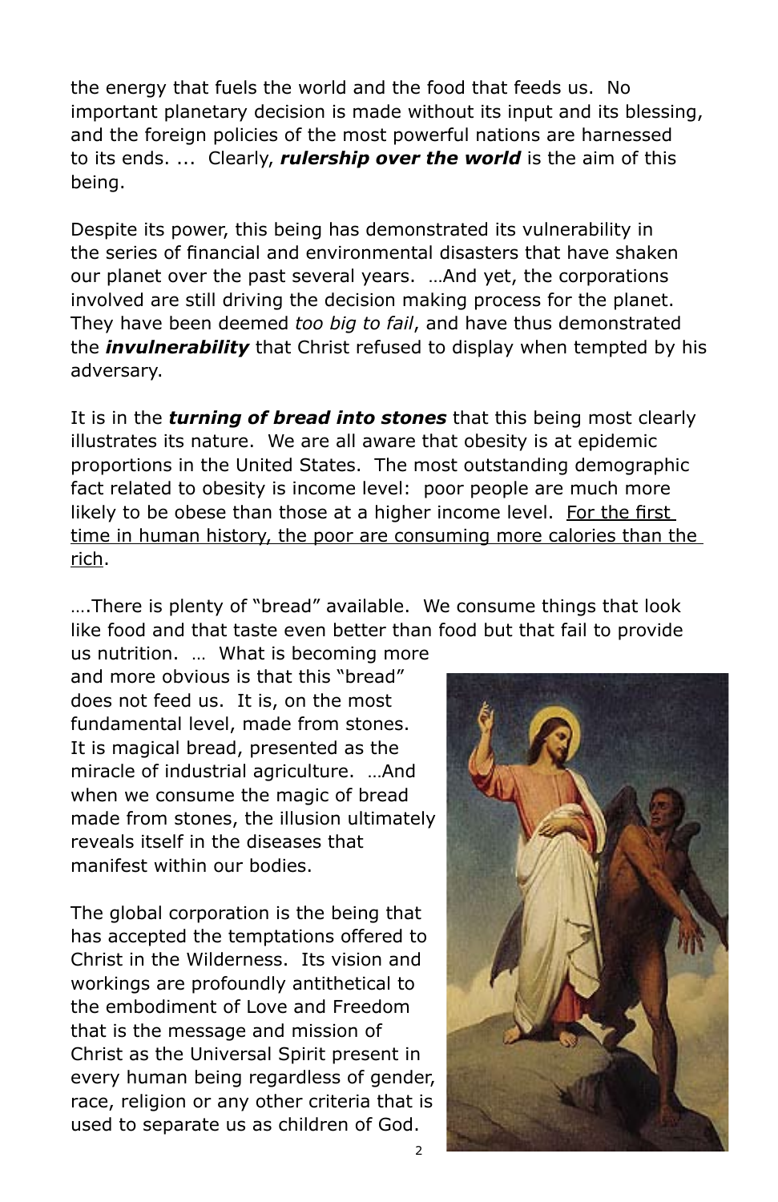the energy that fuels the world and the food that feeds us. No important planetary decision is made without its input and its blessing, and the foreign policies of the most powerful nations are harnessed to its ends. ... Clearly, ***rulership over the world*** is the aim of this being.

Despite its power, this being has demonstrated its vulnerability in the series of financial and environmental disasters that have shaken our planet over the past several years. …And yet, the corporations involved are still driving the decision making process for the planet. They have been deemed *too big to fail*, and have thus demonstrated the ***invulnerability*** that Christ refused to display when tempted by his adversary.

It is in the ***turning of bread into stones*** that this being most clearly illustrates its nature. We are all aware that obesity is at epidemic proportions in the United States. The most outstanding demographic fact related to obesity is income level: poor people are much more likely to be obese than those at a higher income level. <u>For the first time in human history, the poor are consuming more calories than the rich</u>.

….There is plenty of "bread" available. We consume things that look like food and that taste even better than food but that fail to provide us nutrition. … What is becoming more and more obvious is that this "bread" does not feed us. It is, on the most fundamental level, made from stones. It is magical bread, presented as the miracle of industrial agriculture. …And when we consume the magic of bread made from stones, the illusion ultimately reveals itself in the diseases that manifest within our bodies.

The global corporation is the being that has accepted the temptations offered to Christ in the Wilderness. Its vision and workings are profoundly antithetical to the embodiment of Love and Freedom that is the message and mission of Christ as the Universal Spirit present in every human being regardless of gender, race, religion or any other criteria that is used to separate us as children of God.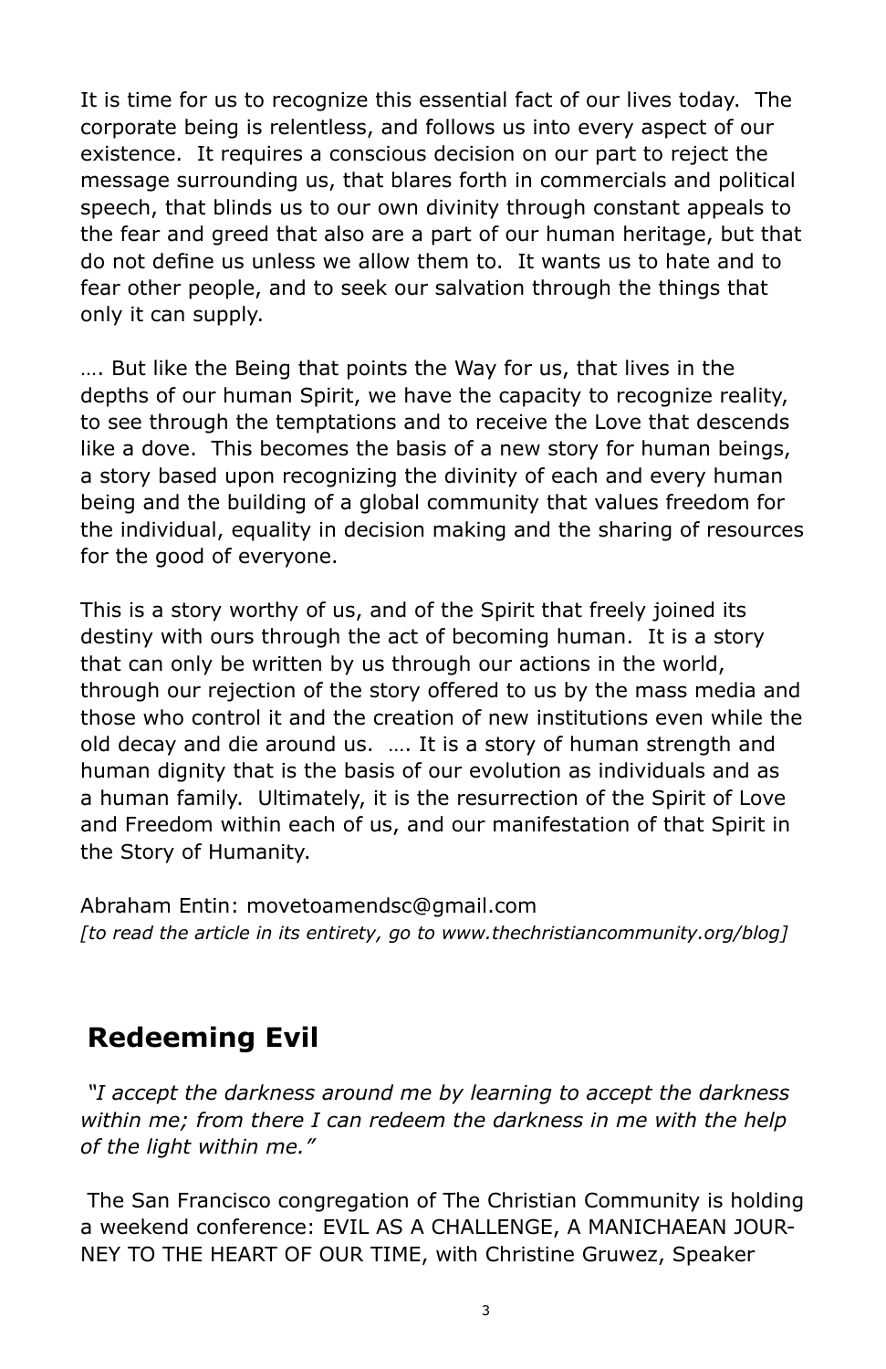It is time for us to recognize this essential fact of our lives today. The corporate being is relentless, and follows us into every aspect of our existence. It requires a conscious decision on our part to reject the message surrounding us, that blares forth in commercials and political speech, that blinds us to our own divinity through constant appeals to the fear and greed that also are a part of our human heritage, but that do not define us unless we allow them to. It wants us to hate and to fear other people, and to seek our salvation through the things that only it can supply.

…. But like the Being that points the Way for us, that lives in the depths of our human Spirit, we have the capacity to recognize reality, to see through the temptations and to receive the Love that descends like a dove. This becomes the basis of a new story for human beings, a story based upon recognizing the divinity of each and every human being and the building of a global community that values freedom for the individual, equality in decision making and the sharing of resources for the good of everyone.

This is a story worthy of us, and of the Spirit that freely joined its destiny with ours through the act of becoming human. It is a story that can only be written by us through our actions in the world, through our rejection of the story offered to us by the mass media and those who control it and the creation of new institutions even while the old decay and die around us. …. It is a story of human strength and human dignity that is the basis of our evolution as individuals and as a human family. Ultimately, it is the resurrection of the Spirit of Love and Freedom within each of us, and our manifestation of that Spirit in the Story of Humanity.

Abraham Entin: movetoamendsc@gmail.com
*[to read the article in its entirety, go to www.thechristiancommunity.org/blog]*

## Redeeming Evil

*"I accept the darkness around me by learning to accept the darkness within me; from there I can redeem the darkness in me with the help of the light within me."*

The San Francisco congregation of The Christian Community is holding a weekend conference: EVIL AS A CHALLENGE, A MANICHAEAN JOURNEY TO THE HEART OF OUR TIME, with Christine Gruwez, Speaker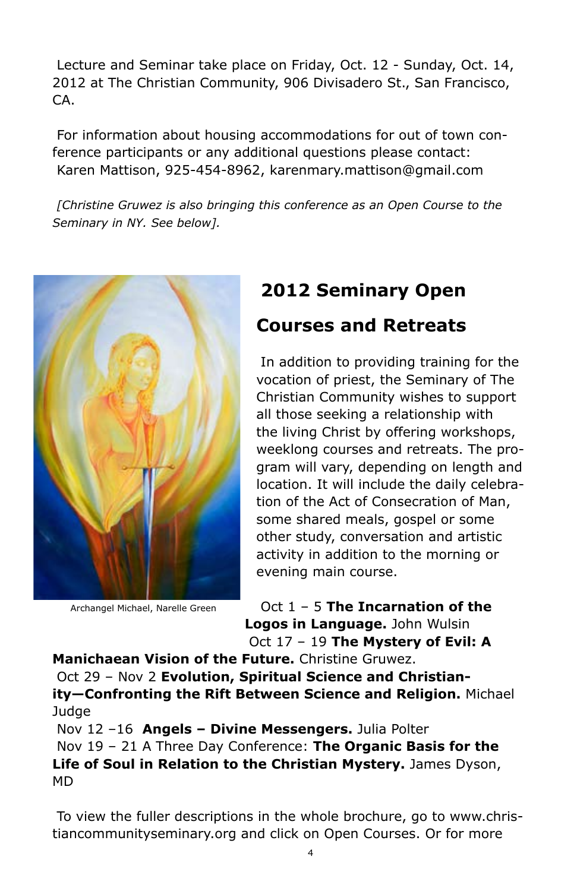Lecture and Seminar take place on Friday, Oct. 12 - Sunday, Oct. 14, 2012 at The Christian Community, 906 Divisadero St., San Francisco, CA.

For information about housing accommodations for out of town conference participants or any additional questions please contact: Karen Mattison, 925-454-8962, karenmary.mattison@gmail.com

*[Christine Gruwez is also bringing this conference as an Open Course to the Seminary in NY. See below].*

Archangel Michael, Narelle Green

## 2012 Seminary Open Courses and Retreats

In addition to providing training for the vocation of priest, the Seminary of The Christian Community wishes to support all those seeking a relationship with the living Christ by offering workshops, weeklong courses and retreats. The program will vary, depending on length and location. It will include the daily celebration of the Act of Consecration of Man, some shared meals, gospel or some other study, conversation and artistic activity in addition to the morning or evening main course.

Oct 1 – 5 **The Incarnation of the Logos in Language.** John Wulsin

Oct 17 – 19 **The Mystery of Evil: A Manichaean Vision of the Future.** Christine Gruwez.

Oct 29 – Nov 2 **Evolution, Spiritual Science and Christianity—Confronting the Rift Between Science and Religion.** Michael Judge

Nov 12 –16 **Angels – Divine Messengers.** Julia Polter

Nov 19 – 21 A Three Day Conference: **The Organic Basis for the Life of Soul in Relation to the Christian Mystery.** James Dyson, MD

To view the fuller descriptions in the whole brochure, go to www.christiancommunityseminary.org and click on Open Courses. Or for more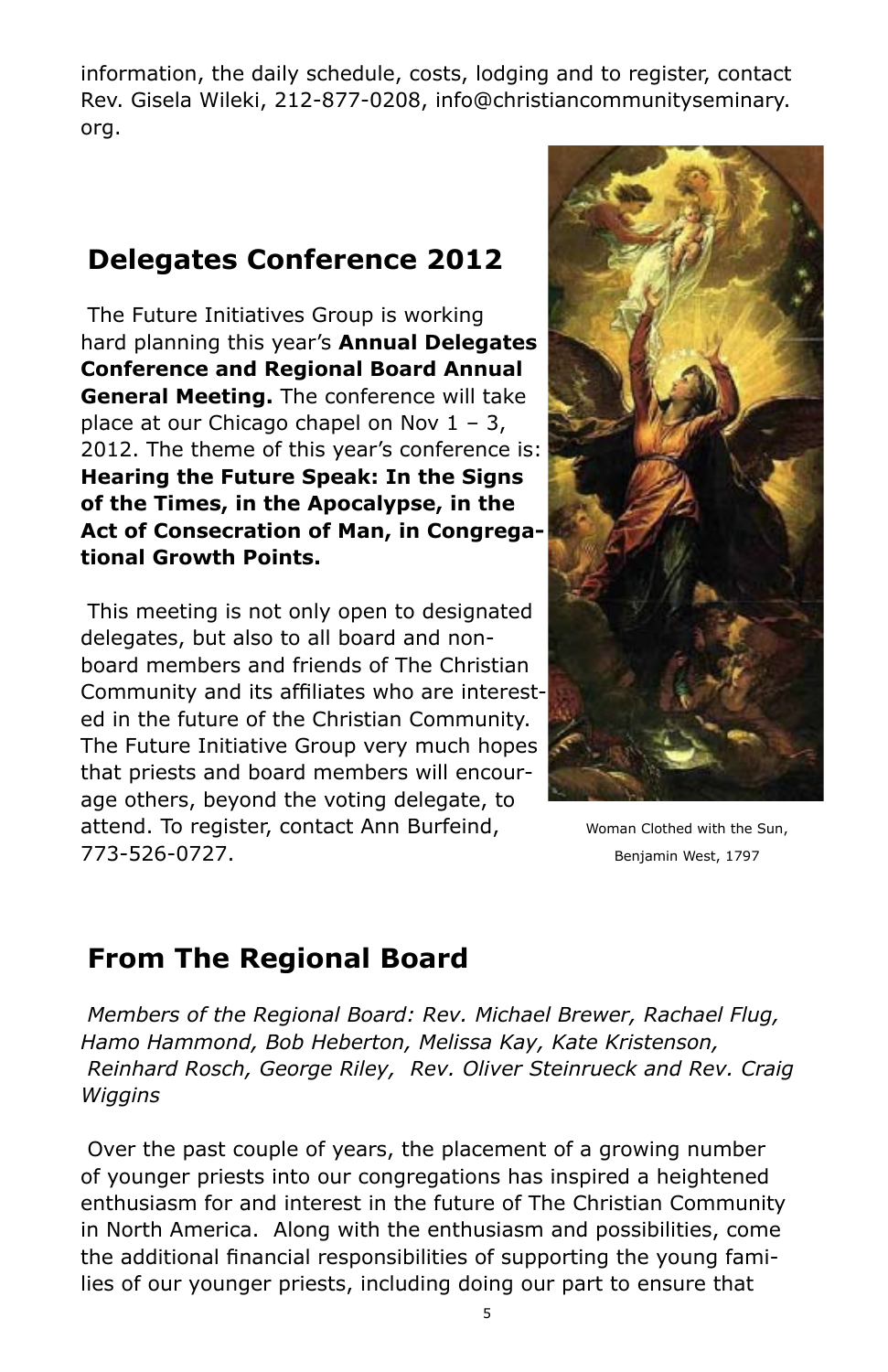information, the daily schedule, costs, lodging and to register, contact Rev. Gisela Wileki, 212-877-0208, info@christiancommunityseminary.org.

## Delegates Conference 2012

The Future Initiatives Group is working hard planning this year's **Annual Delegates Conference and Regional Board Annual General Meeting.** The conference will take place at our Chicago chapel on Nov 1 – 3, 2012. The theme of this year's conference is: **Hearing the Future Speak: In the Signs of the Times, in the Apocalypse, in the Act of Consecration of Man, in Congregational Growth Points.**

This meeting is not only open to designated delegates, but also to all board and non-board members and friends of The Christian Community and its affiliates who are interested in the future of the Christian Community. The Future Initiative Group very much hopes that priests and board members will encourage others, beyond the voting delegate, to attend. To register, contact Ann Burfeind, 773-526-0727.

Woman Clothed with the Sun, Benjamin West, 1797

## From The Regional Board

*Members of the Regional Board: Rev. Michael Brewer, Rachael Flug, Hamo Hammond, Bob Heberton, Melissa Kay, Kate Kristenson, Reinhard Rosch, George Riley, Rev. Oliver Steinrueck and Rev. Craig Wiggins*

Over the past couple of years, the placement of a growing number of younger priests into our congregations has inspired a heightened enthusiasm for and interest in the future of The Christian Community in North America. Along with the enthusiasm and possibilities, come the additional financial responsibilities of supporting the young families of our younger priests, including doing our part to ensure that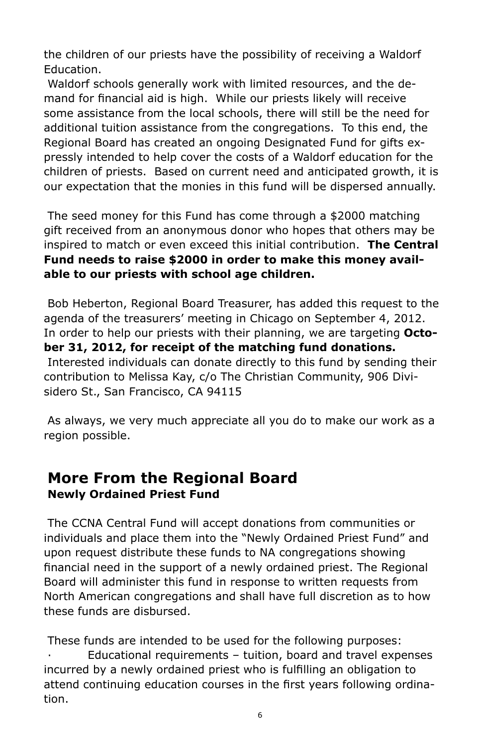the children of our priests have the possibility of receiving a Waldorf Education.

Waldorf schools generally work with limited resources, and the demand for financial aid is high. While our priests likely will receive some assistance from the local schools, there will still be the need for additional tuition assistance from the congregations. To this end, the Regional Board has created an ongoing Designated Fund for gifts expressly intended to help cover the costs of a Waldorf education for the children of priests. Based on current need and anticipated growth, it is our expectation that the monies in this fund will be dispersed annually.

The seed money for this Fund has come through a $2000 matching gift received from an anonymous donor who hopes that others may be inspired to match or even exceed this initial contribution. **The Central Fund needs to raise $2000 in order to make this money available to our priests with school age children.**

Bob Heberton, Regional Board Treasurer, has added this request to the agenda of the treasurers' meeting in Chicago on September 4, 2012. In order to help our priests with their planning, we are targeting **October 31, 2012, for receipt of the matching fund donations.**
Interested individuals can donate directly to this fund by sending their contribution to Melissa Kay, c/o The Christian Community, 906 Divisidero St., San Francisco, CA 94115

As always, we very much appreciate all you do to make our work as a region possible.

## More From the Regional Board

**Newly Ordained Priest Fund**

The CCNA Central Fund will accept donations from communities or individuals and place them into the "Newly Ordained Priest Fund" and upon request distribute these funds to NA congregations showing financial need in the support of a newly ordained priest. The Regional Board will administer this fund in response to written requests from North American congregations and shall have full discretion as to how these funds are disbursed.

These funds are intended to be used for the following purposes:

- Educational requirements – tuition, board and travel expenses incurred by a newly ordained priest who is fulfilling an obligation to attend continuing education courses in the first years following ordination.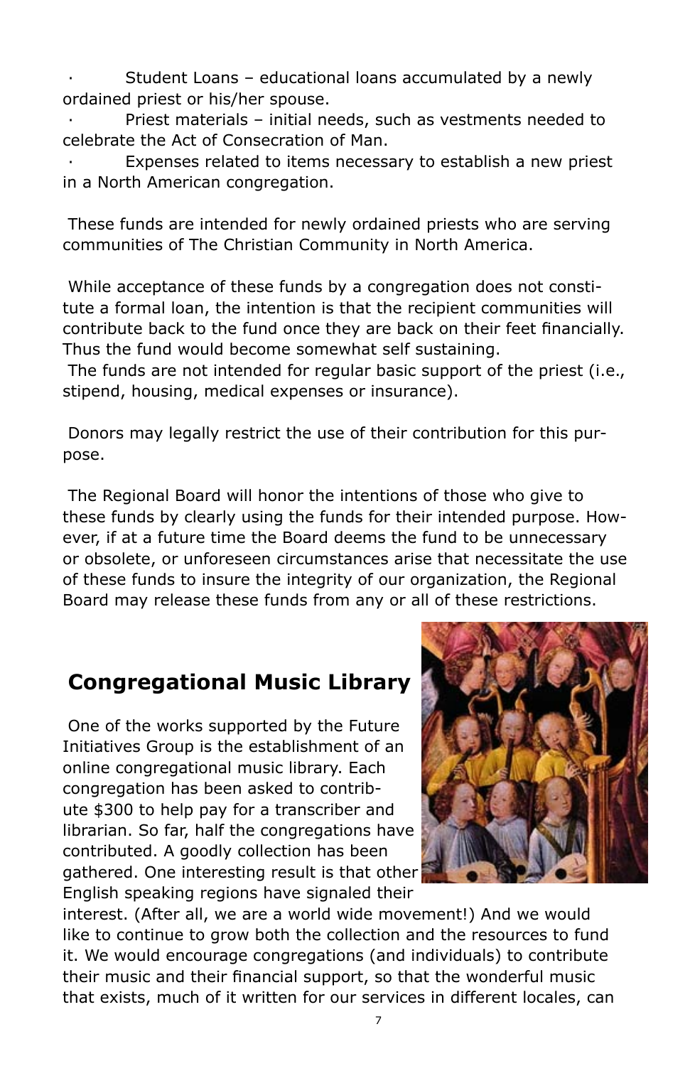- Student Loans – educational loans accumulated by a newly ordained priest or his/her spouse.
- Priest materials – initial needs, such as vestments needed to celebrate the Act of Consecration of Man.
- Expenses related to items necessary to establish a new priest in a North American congregation.

These funds are intended for newly ordained priests who are serving communities of The Christian Community in North America.

While acceptance of these funds by a congregation does not constitute a formal loan, the intention is that the recipient communities will contribute back to the fund once they are back on their feet financially. Thus the fund would become somewhat self sustaining.
The funds are not intended for regular basic support of the priest (i.e., stipend, housing, medical expenses or insurance).

Donors may legally restrict the use of their contribution for this purpose.

The Regional Board will honor the intentions of those who give to these funds by clearly using the funds for their intended purpose. However, if at a future time the Board deems the fund to be unnecessary or obsolete, or unforeseen circumstances arise that necessitate the use of these funds to insure the integrity of our organization, the Regional Board may release these funds from any or all of these restrictions.

## Congregational Music Library

One of the works supported by the Future Initiatives Group is the establishment of an online congregational music library. Each congregation has been asked to contribute $300 to help pay for a transcriber and librarian. So far, half the congregations have contributed. A goodly collection has been gathered. One interesting result is that other English speaking regions have signaled their interest. (After all, we are a world wide movement!) And we would like to continue to grow both the collection and the resources to fund it. We would encourage congregations (and individuals) to contribute their music and their financial support, so that the wonderful music that exists, much of it written for our services in different locales, can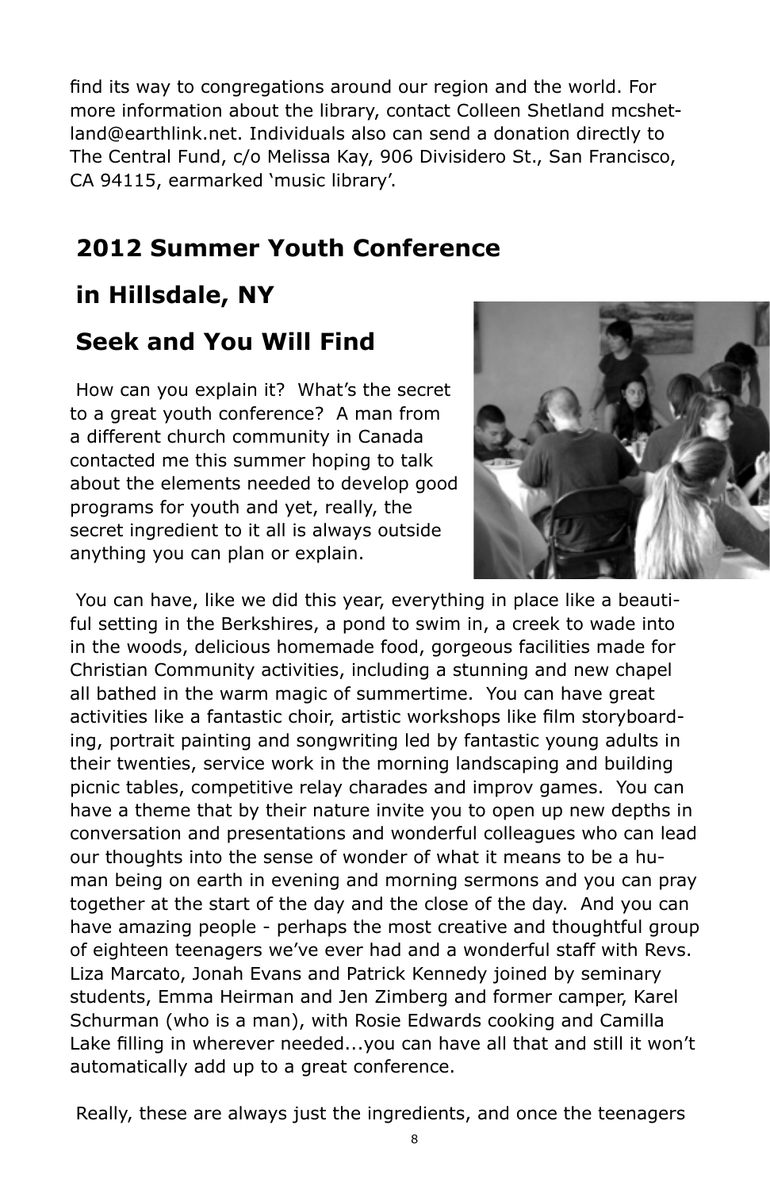find its way to congregations around our region and the world. For more information about the library, contact Colleen Shetland mcshetland@earthlink.net. Individuals also can send a donation directly to The Central Fund, c/o Melissa Kay, 906 Divisidero St., San Francisco, CA 94115, earmarked 'music library'.

## 2012 Summer Youth Conference

## in Hillsdale, NY

## Seek and You Will Find

How can you explain it? What's the secret to a great youth conference? A man from a different church community in Canada contacted me this summer hoping to talk about the elements needed to develop good programs for youth and yet, really, the secret ingredient to it all is always outside anything you can plan or explain.

You can have, like we did this year, everything in place like a beautiful setting in the Berkshires, a pond to swim in, a creek to wade into in the woods, delicious homemade food, gorgeous facilities made for Christian Community activities, including a stunning and new chapel all bathed in the warm magic of summertime. You can have great activities like a fantastic choir, artistic workshops like film storyboarding, portrait painting and songwriting led by fantastic young adults in their twenties, service work in the morning landscaping and building picnic tables, competitive relay charades and improv games. You can have a theme that by their nature invite you to open up new depths in conversation and presentations and wonderful colleagues who can lead our thoughts into the sense of wonder of what it means to be a human being on earth in evening and morning sermons and you can pray together at the start of the day and the close of the day. And you can have amazing people - perhaps the most creative and thoughtful group of eighteen teenagers we've ever had and a wonderful staff with Revs. Liza Marcato, Jonah Evans and Patrick Kennedy joined by seminary students, Emma Heirman and Jen Zimberg and former camper, Karel Schurman (who is a man), with Rosie Edwards cooking and Camilla Lake filling in wherever needed...you can have all that and still it won't automatically add up to a great conference.

Really, these are always just the ingredients, and once the teenagers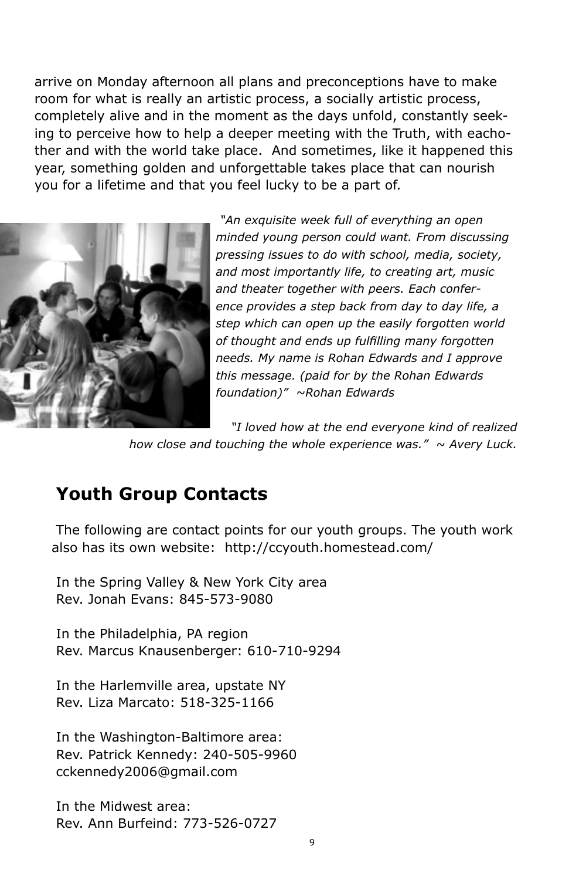arrive on Monday afternoon all plans and preconceptions have to make room for what is really an artistic process, a socially artistic process, completely alive and in the moment as the days unfold, constantly seeking to perceive how to help a deeper meeting with the Truth, with eachother and with the world take place. And sometimes, like it happened this year, something golden and unforgettable takes place that can nourish you for a lifetime and that you feel lucky to be a part of.

*"An exquisite week full of everything an open minded young person could want. From discussing pressing issues to do with school, media, society, and most importantly life, to creating art, music and theater together with peers. Each conference provides a step back from day to day life, a step which can open up the easily forgotten world of thought and ends up fulfilling many forgotten needs. My name is Rohan Edwards and I approve this message. (paid for by the Rohan Edwards foundation)" ~Rohan Edwards*

*"I loved how at the end everyone kind of realized how close and touching the whole experience was." ~ Avery Luck.*

## Youth Group Contacts

The following are contact points for our youth groups. The youth work also has its own website: http://ccyouth.homestead.com/

In the Spring Valley & New York City area
Rev. Jonah Evans: 845-573-9080

In the Philadelphia, PA region
Rev. Marcus Knausenberger: 610-710-9294

In the Harlemville area, upstate NY
Rev. Liza Marcato: 518-325-1166

In the Washington-Baltimore area:
Rev. Patrick Kennedy: 240-505-9960
cckennedy2006@gmail.com

In the Midwest area:
Rev. Ann Burfeind: 773-526-0727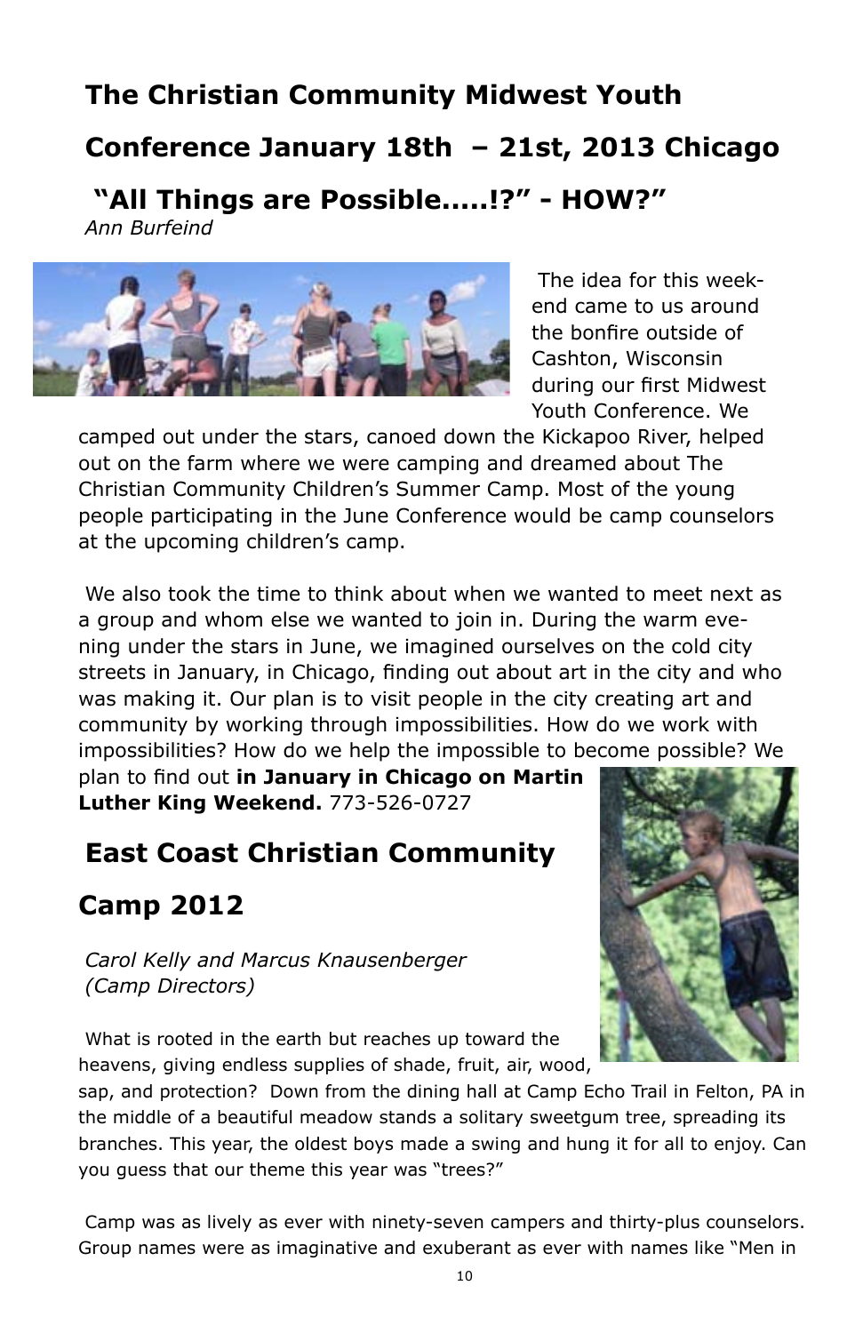## The Christian Community Midwest Youth Conference January 18th – 21st, 2013 Chicago

## "All Things are Possible.....!?" - HOW?"

*Ann Burfeind*

The idea for this weekend came to us around the bonfire outside of Cashton, Wisconsin during our first Midwest Youth Conference. We camped out under the stars, canoed down the Kickapoo River, helped out on the farm where we were camping and dreamed about The Christian Community Children's Summer Camp. Most of the young people participating in the June Conference would be camp counselors at the upcoming children's camp.

We also took the time to think about when we wanted to meet next as a group and whom else we wanted to join in. During the warm evening under the stars in June, we imagined ourselves on the cold city streets in January, in Chicago, finding out about art in the city and who was making it. Our plan is to visit people in the city creating art and community by working through impossibilities. How do we work with impossibilities? How do we help the impossible to become possible? We plan to find out **in January in Chicago on Martin Luther King Weekend.** 773-526-0727

## East Coast Christian Community Camp 2012

*Carol Kelly and Marcus Knausenberger (Camp Directors)*

What is rooted in the earth but reaches up toward the heavens, giving endless supplies of shade, fruit, air, wood, sap, and protection? Down from the dining hall at Camp Echo Trail in Felton, PA in the middle of a beautiful meadow stands a solitary sweetgum tree, spreading its branches. This year, the oldest boys made a swing and hung it for all to enjoy. Can you guess that our theme this year was "trees?"

Camp was as lively as ever with ninety-seven campers and thirty-plus counselors. Group names were as imaginative and exuberant as ever with names like "Men in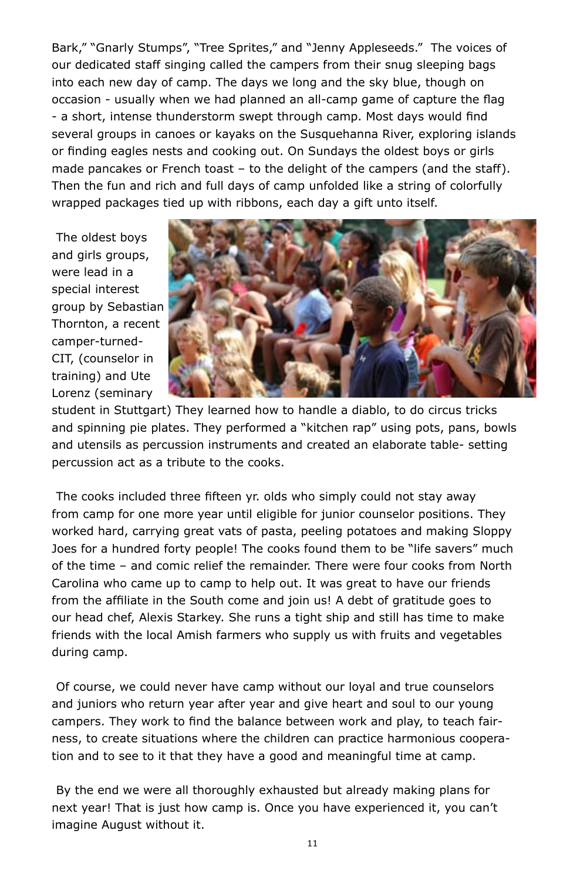Bark," "Gnarly Stumps", "Tree Sprites," and "Jenny Appleseeds." The voices of our dedicated staff singing called the campers from their snug sleeping bags into each new day of camp. The days we long and the sky blue, though on occasion - usually when we had planned an all-camp game of capture the flag - a short, intense thunderstorm swept through camp. Most days would find several groups in canoes or kayaks on the Susquehanna River, exploring islands or finding eagles nests and cooking out. On Sundays the oldest boys or girls made pancakes or French toast – to the delight of the campers (and the staff). Then the fun and rich and full days of camp unfolded like a string of colorfully wrapped packages tied up with ribbons, each day a gift unto itself.

The oldest boys and girls groups, were lead in a special interest group by Sebastian Thornton, a recent camper-turned-CIT, (counselor in training) and Ute Lorenz (seminary student in Stuttgart) They learned how to handle a diablo, to do circus tricks and spinning pie plates. They performed a "kitchen rap" using pots, pans, bowls and utensils as percussion instruments and created an elaborate table- setting percussion act as a tribute to the cooks.

The cooks included three fifteen yr. olds who simply could not stay away from camp for one more year until eligible for junior counselor positions. They worked hard, carrying great vats of pasta, peeling potatoes and making Sloppy Joes for a hundred forty people! The cooks found them to be "life savers" much of the time – and comic relief the remainder. There were four cooks from North Carolina who came up to camp to help out. It was great to have our friends from the affiliate in the South come and join us! A debt of gratitude goes to our head chef, Alexis Starkey. She runs a tight ship and still has time to make friends with the local Amish farmers who supply us with fruits and vegetables during camp.

Of course, we could never have camp without our loyal and true counselors and juniors who return year after year and give heart and soul to our young campers. They work to find the balance between work and play, to teach fairness, to create situations where the children can practice harmonious cooperation and to see to it that they have a good and meaningful time at camp.

By the end we were all thoroughly exhausted but already making plans for next year! That is just how camp is. Once you have experienced it, you can't imagine August without it.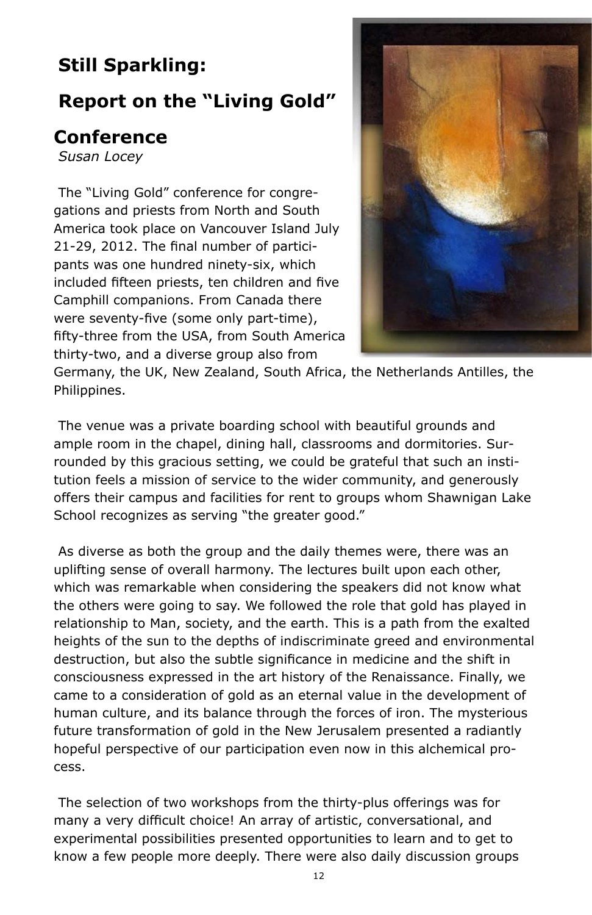## Still Sparkling:

## Report on the "Living Gold" Conference

*Susan Locey*

The "Living Gold" conference for congregations and priests from North and South America took place on Vancouver Island July 21-29, 2012. The final number of participants was one hundred ninety-six, which included fifteen priests, ten children and five Camphill companions. From Canada there were seventy-five (some only part-time), fifty-three from the USA, from South America thirty-two, and a diverse group also from Germany, the UK, New Zealand, South Africa, the Netherlands Antilles, the Philippines.

The venue was a private boarding school with beautiful grounds and ample room in the chapel, dining hall, classrooms and dormitories. Surrounded by this gracious setting, we could be grateful that such an institution feels a mission of service to the wider community, and generously offers their campus and facilities for rent to groups whom Shawnigan Lake School recognizes as serving "the greater good."

As diverse as both the group and the daily themes were, there was an uplifting sense of overall harmony. The lectures built upon each other, which was remarkable when considering the speakers did not know what the others were going to say. We followed the role that gold has played in relationship to Man, society, and the earth. This is a path from the exalted heights of the sun to the depths of indiscriminate greed and environmental destruction, but also the subtle significance in medicine and the shift in consciousness expressed in the art history of the Renaissance. Finally, we came to a consideration of gold as an eternal value in the development of human culture, and its balance through the forces of iron. The mysterious future transformation of gold in the New Jerusalem presented a radiantly hopeful perspective of our participation even now in this alchemical process.

The selection of two workshops from the thirty-plus offerings was for many a very difficult choice! An array of artistic, conversational, and experimental possibilities presented opportunities to learn and to get to know a few people more deeply. There were also daily discussion groups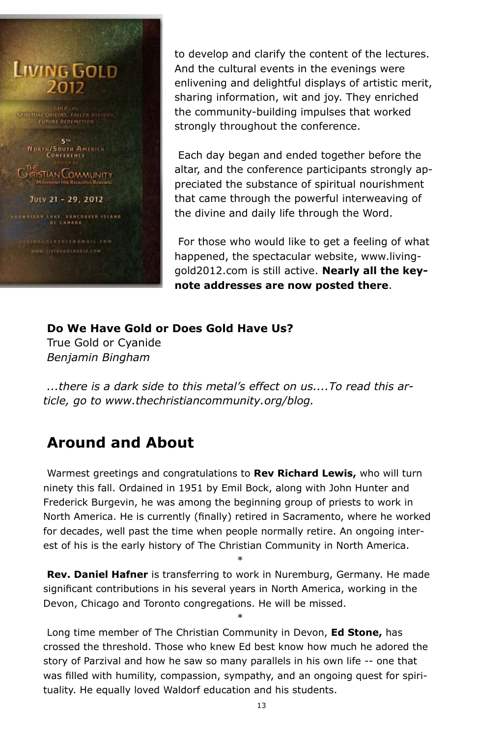to develop and clarify the content of the lectures. And the cultural events in the evenings were enlivening and delightful displays of artistic merit, sharing information, wit and joy. They enriched the community-building impulses that worked strongly throughout the conference.

Each day began and ended together before the altar, and the conference participants strongly appreciated the substance of spiritual nourishment that came through the powerful interweaving of the divine and daily life through the Word.

For those who would like to get a feeling of what happened, the spectacular website, www.livinggold2012.com is still active. **Nearly all the keynote addresses are now posted there**.

**Do We Have Gold or Does Gold Have Us?**
True Gold or Cyanide
*Benjamin Bingham*

*...there is a dark side to this metal's effect on us....To read this article, go to www.thechristiancommunity.org/blog.*

## Around and About

Warmest greetings and congratulations to **Rev Richard Lewis,** who will turn ninety this fall. Ordained in 1951 by Emil Bock, along with John Hunter and Frederick Burgevin, he was among the beginning group of priests to work in North America. He is currently (finally) retired in Sacramento, where he worked for decades, well past the time when people normally retire. An ongoing interest of his is the early history of The Christian Community in North America.

*

**Rev. Daniel Hafner** is transferring to work in Nuremburg, Germany. He made significant contributions in his several years in North America, working in the Devon, Chicago and Toronto congregations. He will be missed.

*

Long time member of The Christian Community in Devon, **Ed Stone,** has crossed the threshold. Those who knew Ed best know how much he adored the story of Parzival and how he saw so many parallels in his own life -- one that was filled with humility, compassion, sympathy, and an ongoing quest for spirituality. He equally loved Waldorf education and his students.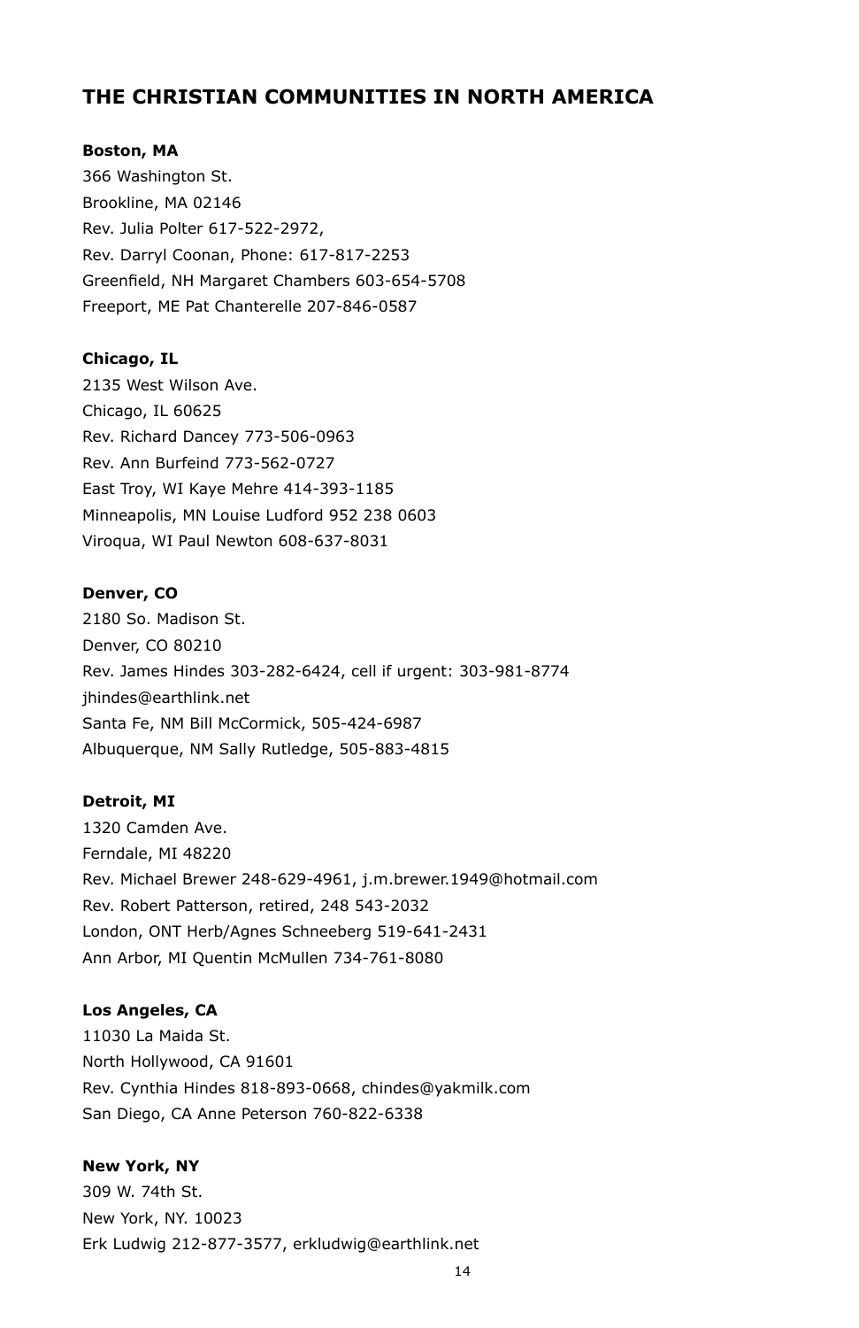## THE CHRISTIAN COMMUNITIES IN NORTH AMERICA

**Boston, MA**
366 Washington St.
Brookline, MA 02146
Rev. Julia Polter 617-522-2972,
Rev. Darryl Coonan, Phone: 617-817-2253
Greenfield, NH Margaret Chambers 603-654-5708
Freeport, ME Pat Chanterelle 207-846-0587

**Chicago, IL**
2135 West Wilson Ave.
Chicago, IL 60625
Rev. Richard Dancey 773-506-0963
Rev. Ann Burfeind 773-562-0727
East Troy, WI Kaye Mehre 414-393-1185
Minneapolis, MN Louise Ludford 952 238 0603
Viroqua, WI Paul Newton 608-637-8031

**Denver, CO**
2180 So. Madison St.
Denver, CO 80210
Rev. James Hindes 303-282-6424, cell if urgent: 303-981-8774
jhindes@earthlink.net
Santa Fe, NM Bill McCormick, 505-424-6987
Albuquerque, NM Sally Rutledge, 505-883-4815

**Detroit, MI**
1320 Camden Ave.
Ferndale, MI 48220
Rev. Michael Brewer 248-629-4961, j.m.brewer.1949@hotmail.com
Rev. Robert Patterson, retired, 248 543-2032
London, ONT Herb/Agnes Schneeberg 519-641-2431
Ann Arbor, MI Quentin McMullen 734-761-8080

**Los Angeles, CA**
11030 La Maida St.
North Hollywood, CA 91601
Rev. Cynthia Hindes 818-893-0668, chindes@yakmilk.com
San Diego, CA Anne Peterson 760-822-6338

**New York, NY**
309 W. 74th St.
New York, NY. 10023
Erk Ludwig 212-877-3577, erkludwig@earthlink.net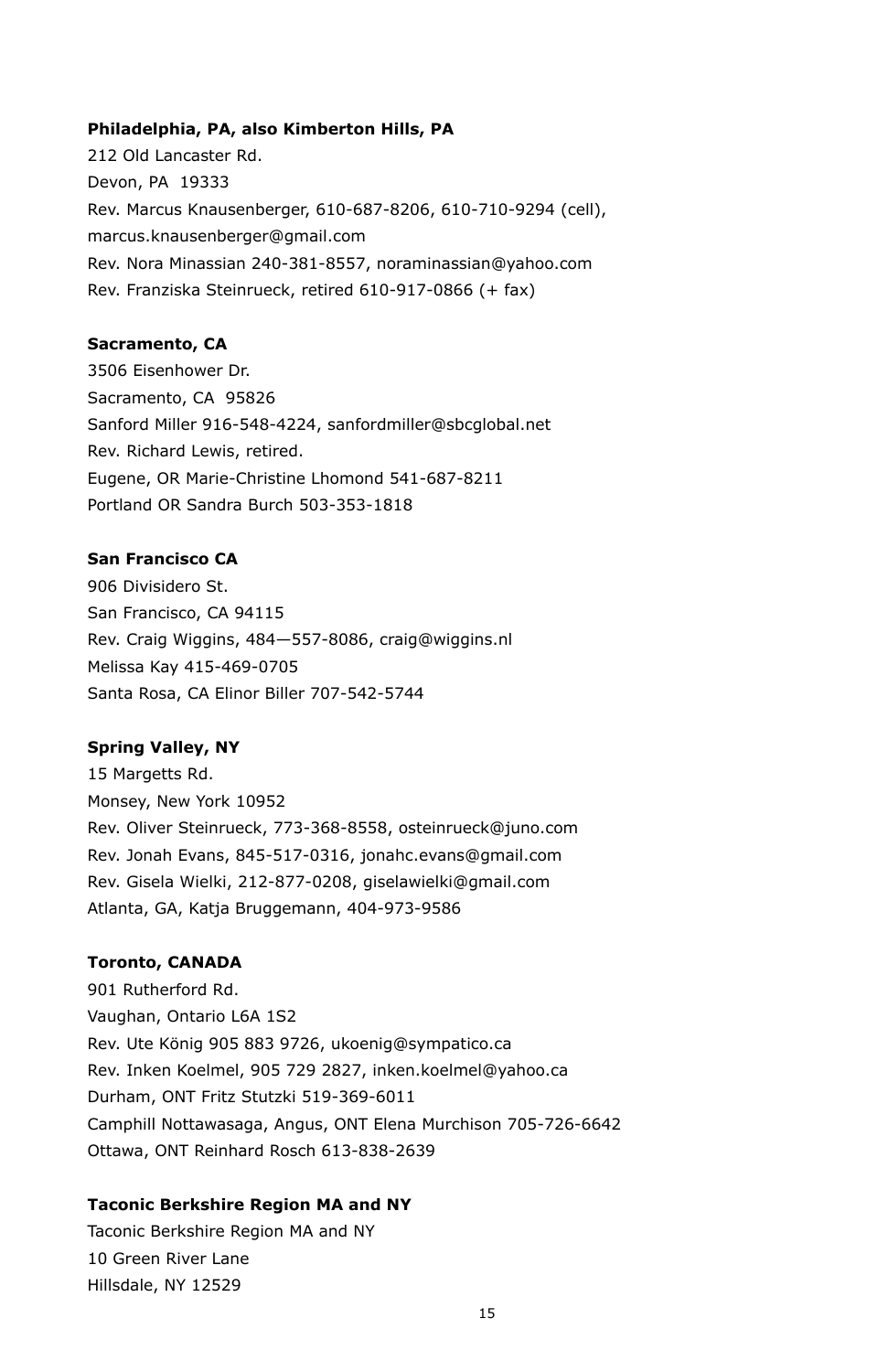**Philadelphia, PA, also Kimberton Hills, PA**

212 Old Lancaster Rd.
Devon, PA 19333
Rev. Marcus Knausenberger, 610-687-8206, 610-710-9294 (cell), marcus.knausenberger@gmail.com
Rev. Nora Minassian 240-381-8557, noraminassian@yahoo.com
Rev. Franziska Steinrueck, retired 610-917-0866 (+ fax)

**Sacramento, CA**

3506 Eisenhower Dr.
Sacramento, CA 95826
Sanford Miller 916-548-4224, sanfordmiller@sbcglobal.net
Rev. Richard Lewis, retired.
Eugene, OR Marie-Christine Lhomond 541-687-8211
Portland OR Sandra Burch 503-353-1818

**San Francisco CA**

906 Divisidero St.
San Francisco, CA 94115
Rev. Craig Wiggins, 484—557-8086, craig@wiggins.nl
Melissa Kay 415-469-0705
Santa Rosa, CA Elinor Biller 707-542-5744

**Spring Valley, NY**

15 Margetts Rd.
Monsey, New York 10952
Rev. Oliver Steinrueck, 773-368-8558, osteinrueck@juno.com
Rev. Jonah Evans, 845-517-0316, jonahc.evans@gmail.com
Rev. Gisela Wielki, 212-877-0208, giselawielki@gmail.com
Atlanta, GA, Katja Bruggemann, 404-973-9586

**Toronto, CANADA**

901 Rutherford Rd.
Vaughan, Ontario L6A 1S2
Rev. Ute König 905 883 9726, ukoenig@sympatico.ca
Rev. Inken Koelmel, 905 729 2827, inken.koelmel@yahoo.ca
Durham, ONT Fritz Stutzki 519-369-6011
Camphill Nottawasaga, Angus, ONT Elena Murchison 705-726-6642
Ottawa, ONT Reinhard Rosch 613-838-2639

**Taconic Berkshire Region MA and NY**

Taconic Berkshire Region MA and NY
10 Green River Lane
Hillsdale, NY 12529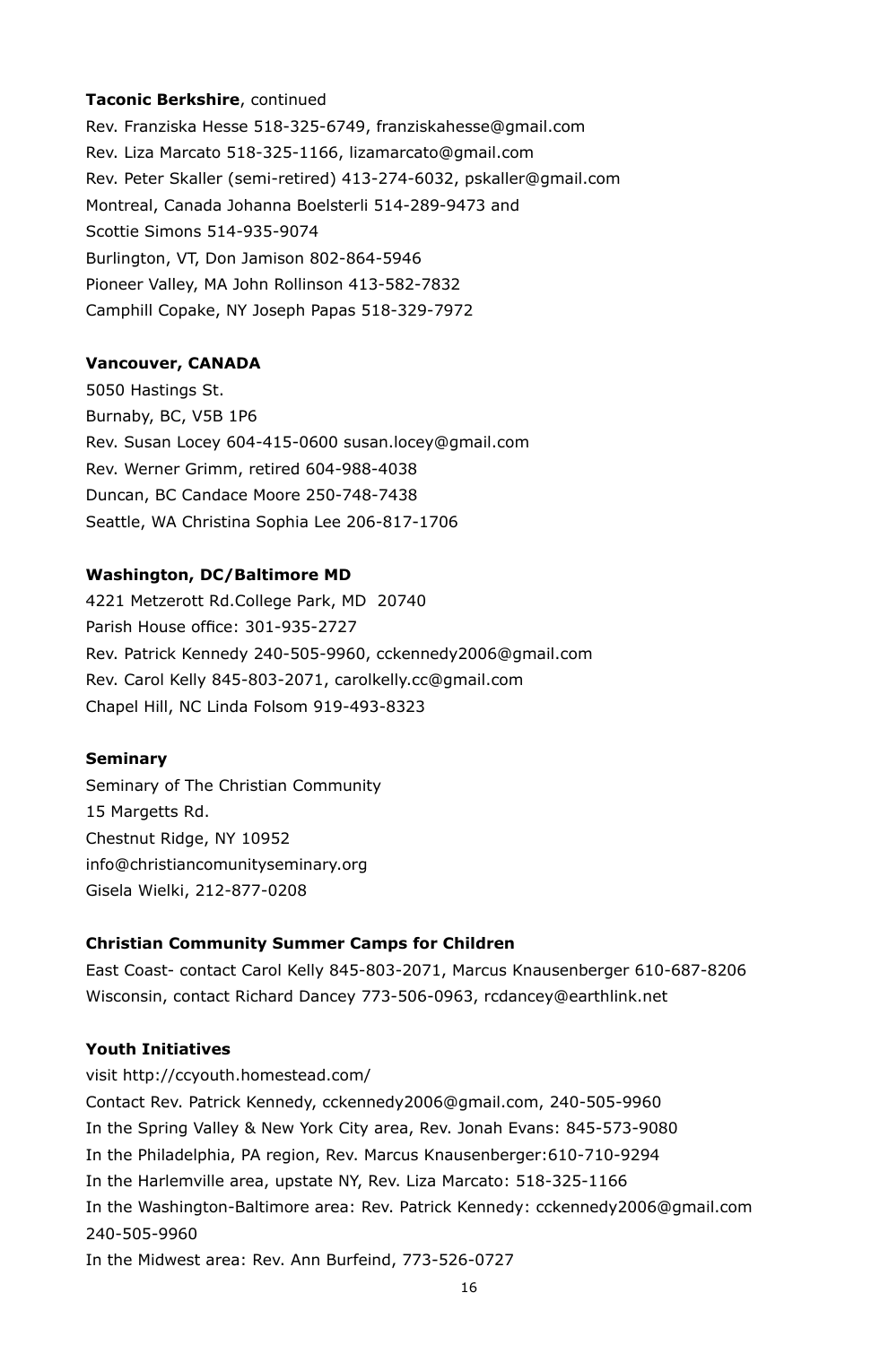**Taconic Berkshire**, continued

Rev. Franziska Hesse 518-325-6749, franziskahesse@gmail.com
Rev. Liza Marcato 518-325-1166, lizamarcato@gmail.com
Rev. Peter Skaller (semi-retired) 413-274-6032, pskaller@gmail.com
Montreal, Canada Johanna Boelsterli 514-289-9473 and
Scottie Simons 514-935-9074
Burlington, VT, Don Jamison 802-864-5946
Pioneer Valley, MA John Rollinson 413-582-7832
Camphill Copake, NY Joseph Papas 518-329-7972

**Vancouver, CANADA**

5050 Hastings St.
Burnaby, BC, V5B 1P6
Rev. Susan Locey 604-415-0600 susan.locey@gmail.com
Rev. Werner Grimm, retired 604-988-4038
Duncan, BC Candace Moore 250-748-7438
Seattle, WA Christina Sophia Lee 206-817-1706

**Washington, DC/Baltimore MD**

4221 Metzerott Rd.College Park, MD 20740
Parish House office: 301-935-2727
Rev. Patrick Kennedy 240-505-9960, cckennedy2006@gmail.com
Rev. Carol Kelly 845-803-2071, carolkelly.cc@gmail.com
Chapel Hill, NC Linda Folsom 919-493-8323

**Seminary**

Seminary of The Christian Community
15 Margetts Rd.
Chestnut Ridge, NY 10952
info@christiancomunityseminary.org
Gisela Wielki, 212-877-0208

**Christian Community Summer Camps for Children**

East Coast- contact Carol Kelly 845-803-2071, Marcus Knausenberger 610-687-8206
Wisconsin, contact Richard Dancey 773-506-0963, rcdancey@earthlink.net

**Youth Initiatives**

visit http://ccyouth.homestead.com/
Contact Rev. Patrick Kennedy, cckennedy2006@gmail.com, 240-505-9960
In the Spring Valley & New York City area, Rev. Jonah Evans: 845-573-9080
In the Philadelphia, PA region, Rev. Marcus Knausenberger:610-710-9294
In the Harlemville area, upstate NY, Rev. Liza Marcato: 518-325-1166
In the Washington-Baltimore area: Rev. Patrick Kennedy: cckennedy2006@gmail.com
240-505-9960
In the Midwest area: Rev. Ann Burfeind, 773-526-0727